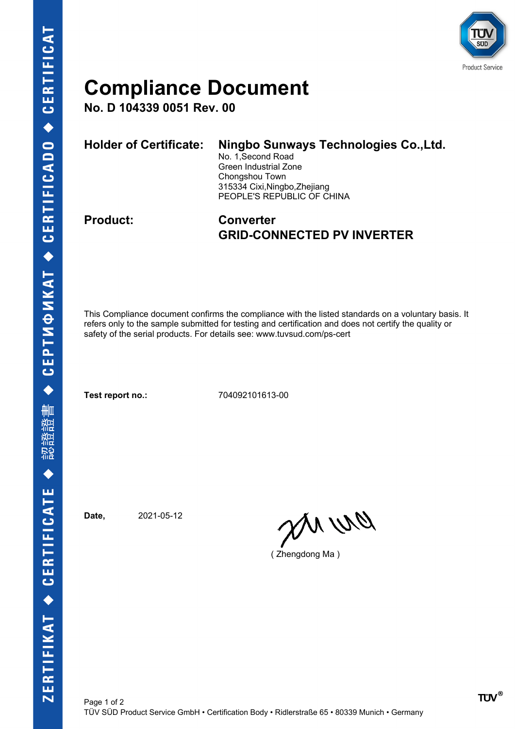# Compliance Document

**No. D 104339 0051 Rev. 00**

**Holder of Certificate:** **Ningbo Sunways Technologies Co.,Ltd.**
No. 1,Second Road
Green Industrial Zone
Chongshou Town
315334 Cixi,Ningbo,Zhejiang
PEOPLE'S REPUBLIC OF CHINA

**Product:** **Converter**
**GRID-CONNECTED PV INVERTER**

This Compliance document confirms the compliance with the listed standards on a voluntary basis. It refers only to the sample submitted for testing and certification and does not certify the quality or safety of the serial products. For details see: www.tuvsud.com/ps-cert

**Test report no.:** 704092101613-00

**Date,** 2021-05-12

( Zhengdong Ma )

TÜV SÜD Product Service GmbH • Certification Body • Ridlerstraße 65 • 80339 Munich • Germany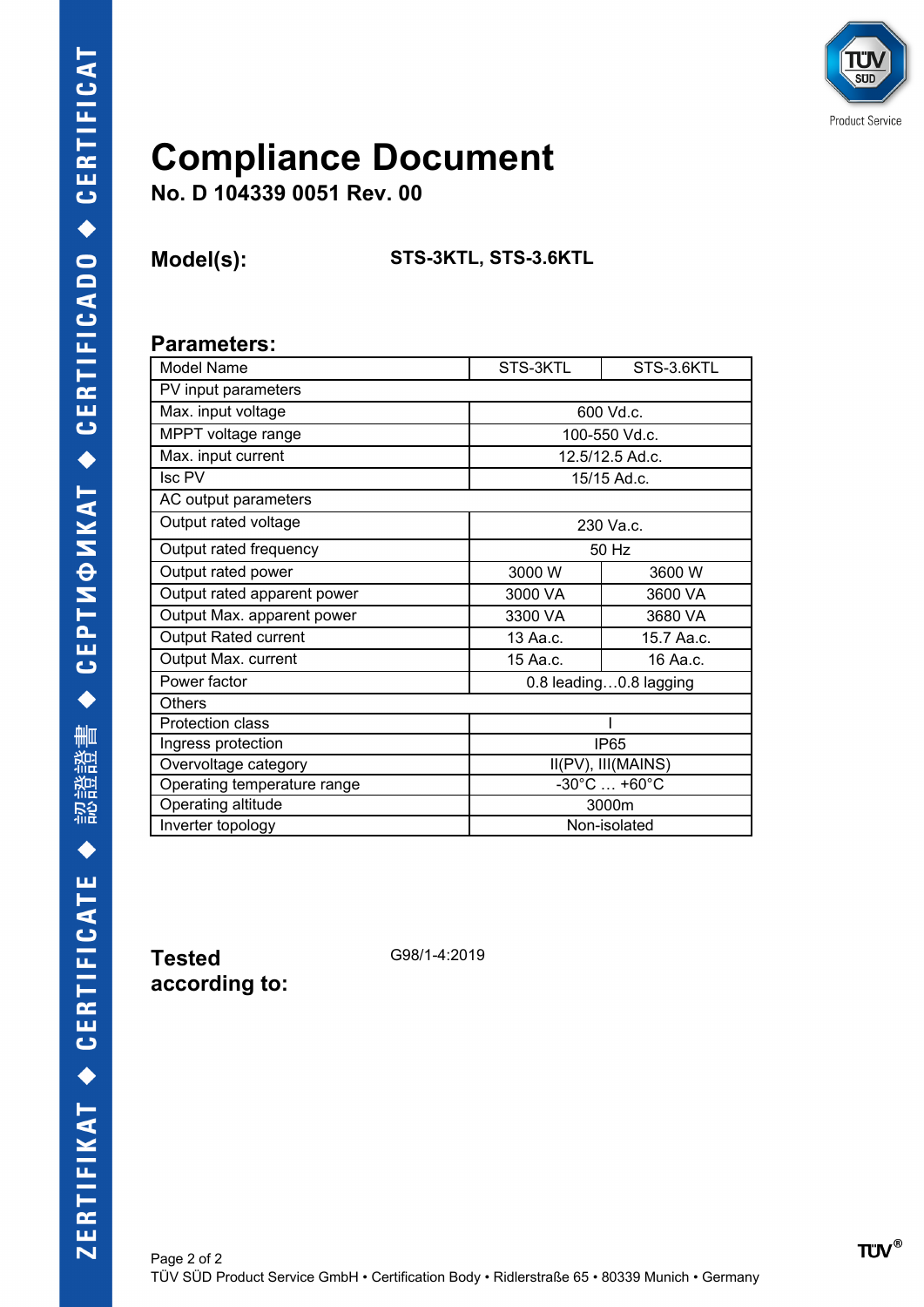# Compliance Document

**No. D 104339 0051 Rev. 00**

**Model(s):** **STS-3KTL, STS-3.6KTL**

## Parameters:

| | | |
|---|---|---|
| Model Name | STS-3KTL | STS-3.6KTL |
| PV input parameters | | |
| Max. input voltage | 600 Vd.c. | |
| MPPT voltage range | 100-550 Vd.c. | |
| Max. input current | 12.5/12.5 Ad.c. | |
| Isc PV | 15/15 Ad.c. | |
| AC output parameters | | |
| Output rated voltage | 230 Va.c. | |
| Output rated frequency | 50 Hz | |
| Output rated power | 3000 W | 3600 W |
| Output rated apparent power | 3000 VA | 3600 VA |
| Output Max. apparent power | 3300 VA | 3680 VA |
| Output Rated current | 13 Aa.c. | 15.7 Aa.c. |
| Output Max. current | 15 Aa.c. | 16 Aa.c. |
| Power factor | 0.8 leading…0.8 lagging | |
| Others | | |
| Protection class | I | |
| Ingress protection | IP65 | |
| Overvoltage category | II(PV), III(MAINS) | |
| Operating temperature range | -30°C … +60°C | |
| Operating altitude | 3000m | |
| Inverter topology | Non-isolated | |

**Tested according to:** G98/1-4:2019

TÜV SÜD Product Service GmbH • Certification Body • Ridlerstraße 65 • 80339 Munich • Germany